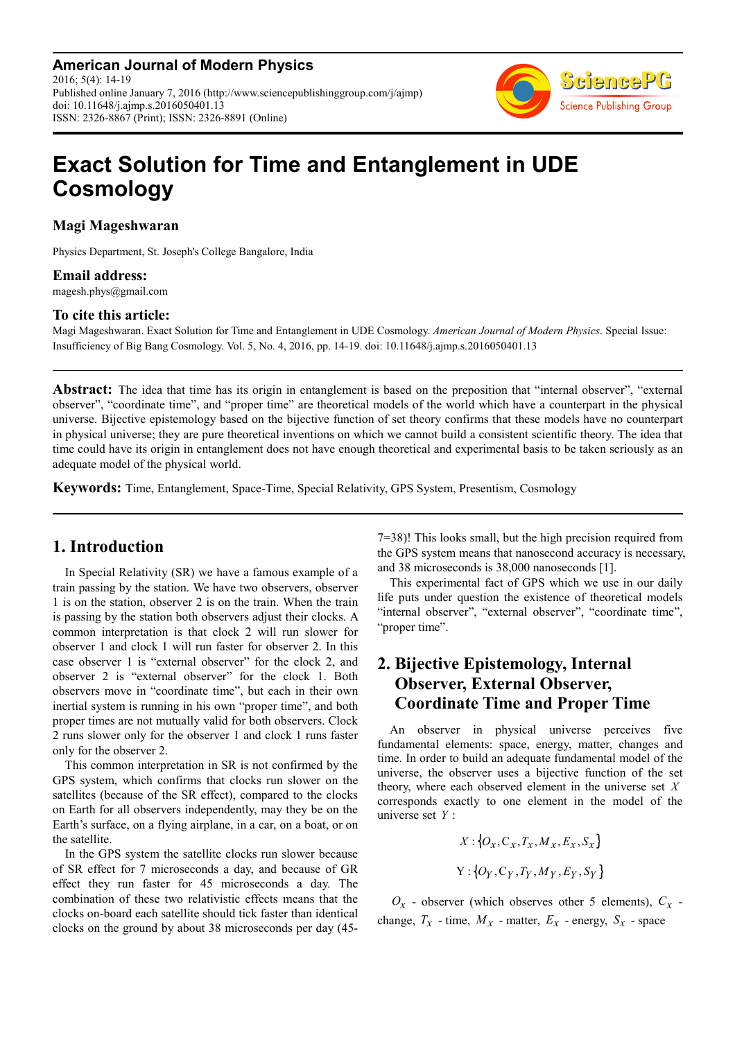**American Journal of Modern Physics**
2016; 5(4): 14-19
Published online January 7, 2016 (http://www.sciencepublishinggroup.com/j/ajmp)
doi: 10.11648/j.ajmp.s.2016050401.13
ISSN: 2326-8867 (Print); ISSN: 2326-8891 (Online)

# Exact Solution for Time and Entanglement in UDE Cosmology

**Magi Mageshwaran**

Physics Department, St. Joseph's College Bangalore, India

**Email address:**
magesh.phys@gmail.com

**To cite this article:**
Magi Mageshwaran. Exact Solution for Time and Entanglement in UDE Cosmology. *American Journal of Modern Physics*. Special Issue: Insufficiency of Big Bang Cosmology. Vol. 5, No. 4, 2016, pp. 14-19. doi: 10.11648/j.ajmp.s.2016050401.13

---

**Abstract:** The idea that time has its origin in entanglement is based on the preposition that "internal observer", "external observer", "coordinate time", and "proper time" are theoretical models of the world which have a counterpart in the physical universe. Bijective epistemology based on the bijective function of set theory confirms that these models have no counterpart in physical universe; they are pure theoretical inventions on which we cannot build a consistent scientific theory. The idea that time could have its origin in entanglement does not have enough theoretical and experimental basis to be taken seriously as an adequate model of the physical world.

**Keywords:** Time, Entanglement, Space-Time, Special Relativity, GPS System, Presentism, Cosmology

---

## 1. Introduction

In Special Relativity (SR) we have a famous example of a train passing by the station. We have two observers, observer 1 is on the station, observer 2 is on the train. When the train is passing by the station both observers adjust their clocks. A common interpretation is that clock 2 will run slower for observer 1 and clock 1 will run faster for observer 2. In this case observer 1 is "external observer" for the clock 2, and observer 2 is "external observer" for the clock 1. Both observers move in "coordinate time", but each in their own inertial system is running in his own "proper time", and both proper times are not mutually valid for both observers. Clock 2 runs slower only for the observer 1 and clock 1 runs faster only for the observer 2.

This common interpretation in SR is not confirmed by the GPS system, which confirms that clocks run slower on the satellites (because of the SR effect), compared to the clocks on Earth for all observers independently, may they be on the Earth's surface, on a flying airplane, in a car, on a boat, or on the satellite.

In the GPS system the satellite clocks run slower because of SR effect for 7 microseconds a day, and because of GR effect they run faster for 45 microseconds a day. The combination of these two relativistic effects means that the clocks on-board each satellite should tick faster than identical clocks on the ground by about 38 microseconds per day (45-7=38)! This looks small, but the high precision required from the GPS system means that nanosecond accuracy is necessary, and 38 microseconds is 38,000 nanoseconds [1].

This experimental fact of GPS which we use in our daily life puts under question the existence of theoretical models "internal observer", "external observer", "coordinate time", "proper time".

## 2. Bijective Epistemology, Internal Observer, External Observer, Coordinate Time and Proper Time

An observer in physical universe perceives five fundamental elements: space, energy, matter, changes and time. In order to build an adequate fundamental model of the universe, the observer uses a bijective function of the set theory, where each observed element in the universe set $X$ corresponds exactly to one element in the model of the universe set $Y$ :

$$X : \{O_X, C_X, T_X, M_X, E_X, S_X\}$$

$$Y : \{O_Y, C_Y, T_Y, M_Y, E_Y, S_Y\}$$

$O_X$ - observer (which observes other 5 elements), $C_X$ - change, $T_X$ - time, $M_X$ - matter, $E_X$ - energy, $S_X$ - space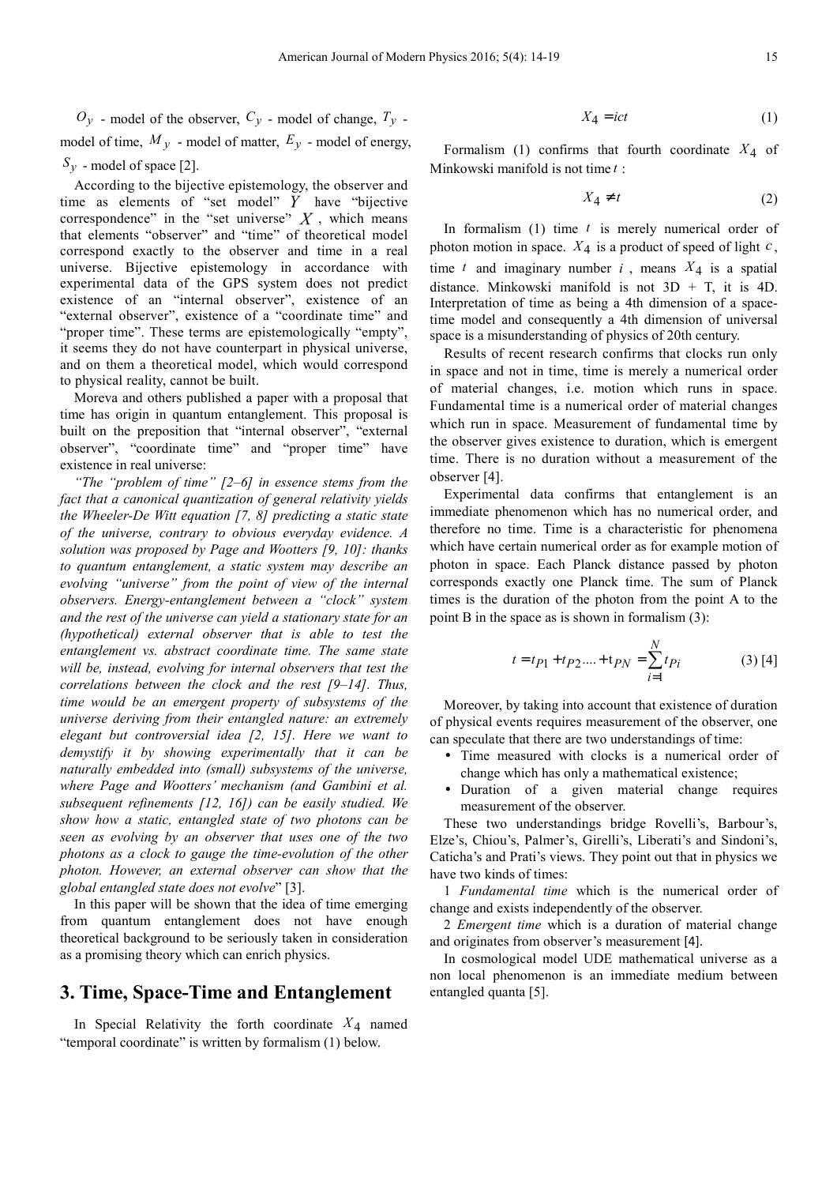$O_y$ - model of the observer, $C_y$ - model of change, $T_y$ - model of time, $M_y$ - model of matter, $E_y$ - model of energy, $S_y$ - model of space [2].

According to the bijective epistemology, the observer and time as elements of "set model" $Y$ have "bijective correspondence" in the "set universe" $X$, which means that elements "observer" and "time" of theoretical model correspond exactly to the observer and time in a real universe. Bijective epistemology in accordance with experimental data of the GPS system does not predict existence of an "internal observer", existence of an "external observer", existence of a "coordinate time" and "proper time". These terms are epistemologically "empty", it seems they do not have counterpart in physical universe, and on them a theoretical model, which would correspond to physical reality, cannot be built.

Moreva and others published a paper with a proposal that time has origin in quantum entanglement. This proposal is built on the preposition that "internal observer", "external observer", "coordinate time" and "proper time" have existence in real universe:

*"The "problem of time" [2–6] in essence stems from the fact that a canonical quantization of general relativity yields the Wheeler-De Witt equation [7, 8] predicting a static state of the universe, contrary to obvious everyday evidence. A solution was proposed by Page and Wootters [9, 10]: thanks to quantum entanglement, a static system may describe an evolving "universe" from the point of view of the internal observers. Energy-entanglement between a "clock" system and the rest of the universe can yield a stationary state for an (hypothetical) external observer that is able to test the entanglement vs. abstract coordinate time. The same state will be, instead, evolving for internal observers that test the correlations between the clock and the rest [9–14]. Thus, time would be an emergent property of subsystems of the universe deriving from their entangled nature: an extremely elegant but controversial idea [2, 15]. Here we want to demystify it by showing experimentally that it can be naturally embedded into (small) subsystems of the universe, where Page and Wootters' mechanism (and Gambini et al. subsequent refinements [12, 16]) can be easily studied. We show how a static, entangled state of two photons can be seen as evolving by an observer that uses one of the two photons as a clock to gauge the time-evolution of the other photon. However, an external observer can show that the global entangled state does not evolve*" [3].

In this paper will be shown that the idea of time emerging from quantum entanglement does not have enough theoretical background to be seriously taken in consideration as a promising theory which can enrich physics.

# 3. Time, Space-Time and Entanglement

In Special Relativity the forth coordinate $X_4$ named "temporal coordinate" is written by formalism (1) below.

$$X_4 = ict \tag{1}$$

Formalism (1) confirms that fourth coordinate $X_4$ of Minkowski manifold is not time $t$ :

$$X_4 \neq t \tag{2}$$

In formalism (1) time $t$ is merely numerical order of photon motion in space. $X_4$ is a product of speed of light $c$, time $t$ and imaginary number $i$, means $X_4$ is a spatial distance. Minkowski manifold is not 3D + T, it is 4D. Interpretation of time as being a 4th dimension of a space-time model and consequently a 4th dimension of universal space is a misunderstanding of physics of 20th century.

Results of recent research confirms that clocks run only in space and not in time, time is merely a numerical order of material changes, i.e. motion which runs in space. Fundamental time is a numerical order of material changes which run in space. Measurement of fundamental time by the observer gives existence to duration, which is emergent time. There is no duration without a measurement of the observer [4].

Experimental data confirms that entanglement is an immediate phenomenon which has no numerical order, and therefore no time. Time is a characteristic for phenomena which have certain numerical order as for example motion of photon in space. Each Planck distance passed by photon corresponds exactly one Planck time. The sum of Planck times is the duration of the photon from the point A to the point B in the space as is shown in formalism (3):

$$t = t_{P1} + t_{P2} .... + t_{PN} = \sum_{i=1}^{N} t_{Pi} \tag{3}$$ [4]

Moreover, by taking into account that existence of duration of physical events requires measurement of the observer, one can speculate that there are two understandings of time:

- Time measured with clocks is a numerical order of change which has only a mathematical existence;
- Duration of a given material change requires measurement of the observer.

These two understandings bridge Rovelli's, Barbour's, Elze's, Chiou's, Palmer's, Girelli's, Liberati's and Sindoni's, Caticha's and Prati's views. They point out that in physics we have two kinds of times:

1 *Fundamental time* which is the numerical order of change and exists independently of the observer.

2 *Emergent time* which is a duration of material change and originates from observer's measurement [4].

In cosmological model UDE mathematical universe as a non local phenomenon is an immediate medium between entangled quanta [5].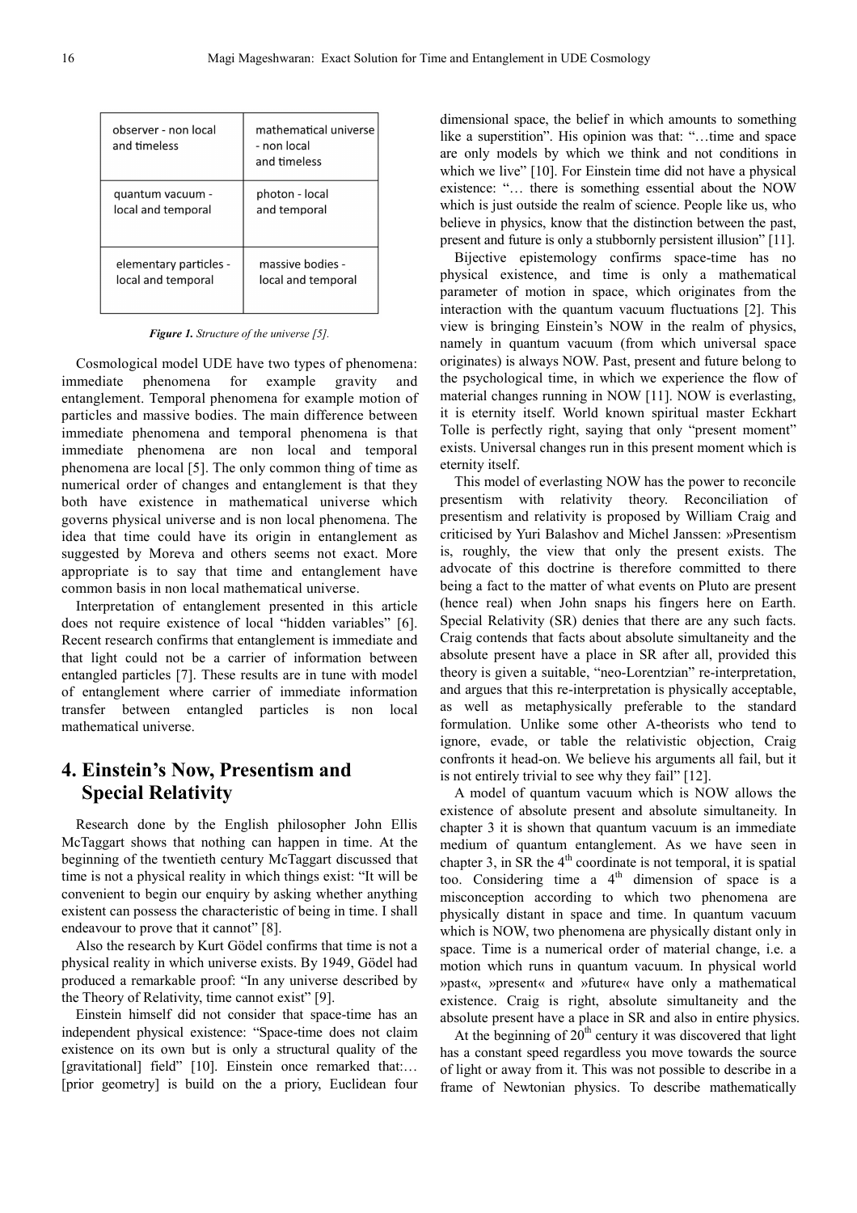| | |
|---|---|
| observer - non local and timeless | mathematical universe - non local and timeless |
| quantum vacuum - local and temporal | photon - local and temporal |
| elementary particles - local and temporal | massive bodies - local and temporal |

***Figure 1.*** *Structure of the universe [5].*

Cosmological model UDE have two types of phenomena: immediate phenomena for example gravity and entanglement. Temporal phenomena for example motion of particles and massive bodies. The main difference between immediate phenomena and temporal phenomena is that immediate phenomena are non local and temporal phenomena are local [5]. The only common thing of time as numerical order of changes and entanglement is that they both have existence in mathematical universe which governs physical universe and is non local phenomena. The idea that time could have its origin in entanglement as suggested by Moreva and others seems not exact. More appropriate is to say that time and entanglement have common basis in non local mathematical universe.

Interpretation of entanglement presented in this article does not require existence of local "hidden variables" [6]. Recent research confirms that entanglement is immediate and that light could not be a carrier of information between entangled particles [7]. These results are in tune with model of entanglement where carrier of immediate information transfer between entangled particles is non local mathematical universe.

# 4. Einstein's Now, Presentism and Special Relativity

Research done by the English philosopher John Ellis McTaggart shows that nothing can happen in time. At the beginning of the twentieth century McTaggart discussed that time is not a physical reality in which things exist: "It will be convenient to begin our enquiry by asking whether anything existent can possess the characteristic of being in time. I shall endeavour to prove that it cannot" [8].

Also the research by Kurt Gödel confirms that time is not a physical reality in which universe exists. By 1949, Gödel had produced a remarkable proof: "In any universe described by the Theory of Relativity, time cannot exist" [9].

Einstein himself did not consider that space-time has an independent physical existence: "Space-time does not claim existence on its own but is only a structural quality of the [gravitational] field" [10]. Einstein once remarked that:… [prior geometry] is build on the a priory, Euclidean four dimensional space, the belief in which amounts to something like a superstition". His opinion was that: "…time and space are only models by which we think and not conditions in which we live" [10]. For Einstein time did not have a physical existence: "… there is something essential about the NOW which is just outside the realm of science. People like us, who believe in physics, know that the distinction between the past, present and future is only a stubbornly persistent illusion" [11].

Bijective epistemology confirms space-time has no physical existence, and time is only a mathematical parameter of motion in space, which originates from the interaction with the quantum vacuum fluctuations [2]. This view is bringing Einstein's NOW in the realm of physics, namely in quantum vacuum (from which universal space originates) is always NOW. Past, present and future belong to the psychological time, in which we experience the flow of material changes running in NOW [11]. NOW is everlasting, it is eternity itself. World known spiritual master Eckhart Tolle is perfectly right, saying that only "present moment" exists. Universal changes run in this present moment which is eternity itself.

This model of everlasting NOW has the power to reconcile presentism with relativity theory. Reconciliation of presentism and relativity is proposed by William Craig and criticised by Yuri Balashov and Michel Janssen: »Presentism is, roughly, the view that only the present exists. The advocate of this doctrine is therefore committed to there being a fact to the matter of what events on Pluto are present (hence real) when John snaps his fingers here on Earth. Special Relativity (SR) denies that there are any such facts. Craig contends that facts about absolute simultaneity and the absolute present have a place in SR after all, provided this theory is given a suitable, "neo-Lorentzian" re-interpretation, and argues that this re-interpretation is physically acceptable, as well as metaphysically preferable to the standard formulation. Unlike some other A-theorists who tend to ignore, evade, or table the relativistic objection, Craig confronts it head-on. We believe his arguments all fail, but it is not entirely trivial to see why they fail" [12].

A model of quantum vacuum which is NOW allows the existence of absolute present and absolute simultaneity. In chapter 3 it is shown that quantum vacuum is an immediate medium of quantum entanglement. As we have seen in chapter 3, in SR the $4^{th}$ coordinate is not temporal, it is spatial too. Considering time a $4^{th}$ dimension of space is a misconception according to which two phenomena are physically distant in space and time. In quantum vacuum which is NOW, two phenomena are physically distant only in space. Time is a numerical order of material change, i.e. a motion which runs in quantum vacuum. In physical world »past«, »present« and »future« have only a mathematical existence. Craig is right, absolute simultaneity and the absolute present have a place in SR and also in entire physics.

At the beginning of $20^{th}$ century it was discovered that light has a constant speed regardless you move towards the source of light or away from it. This was not possible to describe in a frame of Newtonian physics. To describe mathematically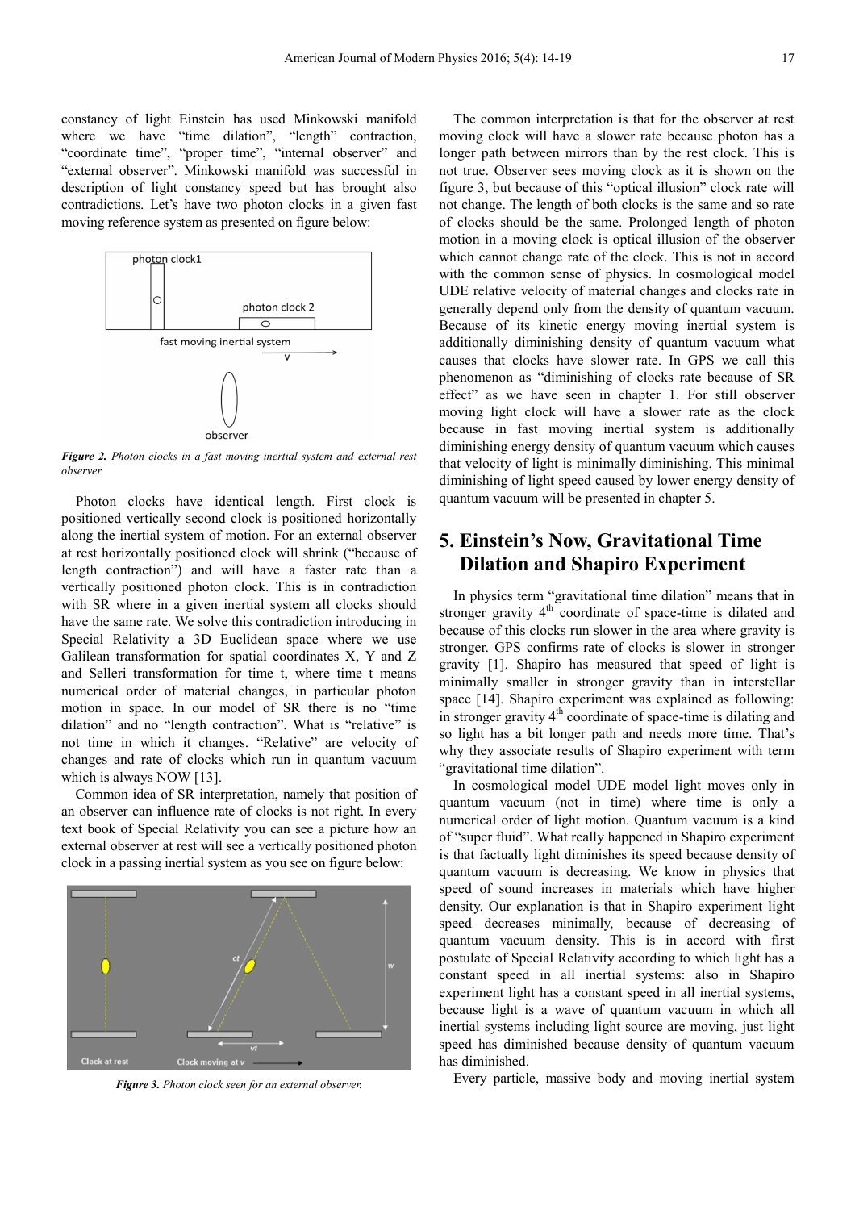constancy of light Einstein has used Minkowski manifold where we have "time dilation", "length" contraction, "coordinate time", "proper time", "internal observer" and "external observer". Minkowski manifold was successful in description of light constancy speed but has brought also contradictions. Let's have two photon clocks in a given fast moving reference system as presented on figure below:

photon clock1

photon clock 2

fast moving inertial system

v

observer

*Figure 2. Photon clocks in a fast moving inertial system and external rest observer*

Photon clocks have identical length. First clock is positioned vertically second clock is positioned horizontally along the inertial system of motion. For an external observer at rest horizontally positioned clock will shrink ("because of length contraction") and will have a faster rate than a vertically positioned photon clock. This is in contradiction with SR where in a given inertial system all clocks should have the same rate. We solve this contradiction introducing in Special Relativity a 3D Euclidean space where we use Galilean transformation for spatial coordinates X, Y and Z and Selleri transformation for time t, where time t means numerical order of material changes, in particular photon motion in space. In our model of SR there is no "time dilation" and no "length contraction". What is "relative" is not time in which it changes. "Relative" are velocity of changes and rate of clocks which run in quantum vacuum which is always NOW [13].

Common idea of SR interpretation, namely that position of an observer can influence rate of clocks is not right. In every text book of Special Relativity you can see a picture how an external observer at rest will see a vertically positioned photon clock in a passing inertial system as you see on figure below:

ct

w

vt

Clock at rest

Clock moving at v

*Figure 3. Photon clock seen for an external observer.*

The common interpretation is that for the observer at rest moving clock will have a slower rate because photon has a longer path between mirrors than by the rest clock. This is not true. Observer sees moving clock as it is shown on the figure 3, but because of this "optical illusion" clock rate will not change. The length of both clocks is the same and so rate of clocks should be the same. Prolonged length of photon motion in a moving clock is optical illusion of the observer which cannot change rate of the clock. This is not in accord with the common sense of physics. In cosmological model UDE relative velocity of material changes and clocks rate in generally depend only from the density of quantum vacuum. Because of its kinetic energy moving inertial system is additionally diminishing density of quantum vacuum what causes that clocks have slower rate. In GPS we call this phenomenon as "diminishing of clocks rate because of SR effect" as we have seen in chapter 1. For still observer moving light clock will have a slower rate as the clock because in fast moving inertial system is additionally diminishing energy density of quantum vacuum which causes that velocity of light is minimally diminishing. This minimal diminishing of light speed caused by lower energy density of quantum vacuum will be presented in chapter 5.

## 5. Einstein's Now, Gravitational Time Dilation and Shapiro Experiment

In physics term "gravitational time dilation" means that in stronger gravity $4^{th}$ coordinate of space-time is dilated and because of this clocks run slower in the area where gravity is stronger. GPS confirms rate of clocks is slower in stronger gravity [1]. Shapiro has measured that speed of light is minimally smaller in stronger gravity than in interstellar space [14]. Shapiro experiment was explained as following: in stronger gravity $4^{th}$ coordinate of space-time is dilating and so light has a bit longer path and needs more time. That's why they associate results of Shapiro experiment with term "gravitational time dilation".

In cosmological model UDE model light moves only in quantum vacuum (not in time) where time is only a numerical order of light motion. Quantum vacuum is a kind of "super fluid". What really happened in Shapiro experiment is that factually light diminishes its speed because density of quantum vacuum is decreasing. We know in physics that speed of sound increases in materials which have higher density. Our explanation is that in Shapiro experiment light speed decreases minimally, because of decreasing of quantum vacuum density. This is in accord with first postulate of Special Relativity according to which light has a constant speed in all inertial systems: also in Shapiro experiment light has a constant speed in all inertial systems, because light is a wave of quantum vacuum in which all inertial systems including light source are moving, just light speed has diminished because density of quantum vacuum has diminished.

Every particle, massive body and moving inertial system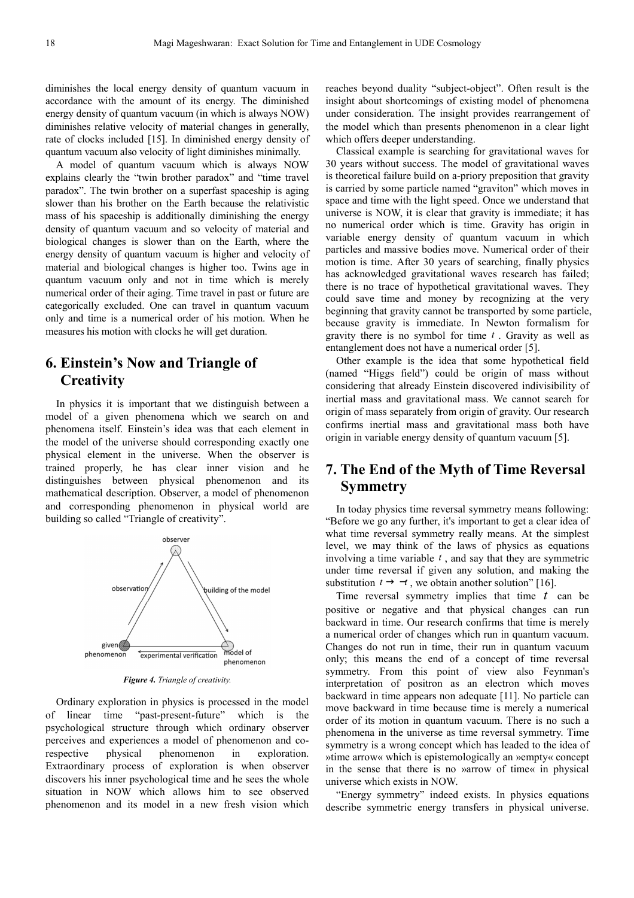diminishes the local energy density of quantum vacuum in accordance with the amount of its energy. The diminished energy density of quantum vacuum (in which is always NOW) diminishes relative velocity of material changes in generally, rate of clocks included [15]. In diminished energy density of quantum vacuum also velocity of light diminishes minimally.

A model of quantum vacuum which is always NOW explains clearly the "twin brother paradox" and "time travel paradox". The twin brother on a superfast spaceship is aging slower than his brother on the Earth because the relativistic mass of his spaceship is additionally diminishing the energy density of quantum vacuum and so velocity of material and biological changes is slower than on the Earth, where the energy density of quantum vacuum is higher and velocity of material and biological changes is higher too. Twins age in quantum vacuum only and not in time which is merely numerical order of their aging. Time travel in past or future are categorically excluded. One can travel in quantum vacuum only and time is a numerical order of his motion. When he measures his motion with clocks he will get duration.

## 6. Einstein's Now and Triangle of Creativity

In physics it is important that we distinguish between a model of a given phenomena which we search on and phenomena itself. Einstein's idea was that each element in the model of the universe should corresponding exactly one physical element in the universe. When the observer is trained properly, he has clear inner vision and he distinguishes between physical phenomenon and its mathematical description. Observer, a model of phenomenon and corresponding phenomenon in physical world are building so called "Triangle of creativity".

observer

observation

building of the model

given phenomenon

experimental verification

model of phenomenon

*Figure 4. Triangle of creativity.*

Ordinary exploration in physics is processed in the model of linear time "past-present-future" which is the psychological structure through which ordinary observer perceives and experiences a model of phenomenon and co-respective physical phenomenon in exploration. Extraordinary process of exploration is when observer discovers his inner psychological time and he sees the whole situation in NOW which allows him to see observed phenomenon and its model in a new fresh vision which reaches beyond duality "subject-object". Often result is the insight about shortcomings of existing model of phenomena under consideration. The insight provides rearrangement of the model which than presents phenomenon in a clear light which offers deeper understanding.

Classical example is searching for gravitational waves for 30 years without success. The model of gravitational waves is theoretical failure build on a-priory preposition that gravity is carried by some particle named "graviton" which moves in space and time with the light speed. Once we understand that universe is NOW, it is clear that gravity is immediate; it has no numerical order which is time. Gravity has origin in variable energy density of quantum vacuum in which particles and massive bodies move. Numerical order of their motion is time. After 30 years of searching, finally physics has acknowledged gravitational waves research has failed; there is no trace of hypothetical gravitational waves. They could save time and money by recognizing at the very beginning that gravity cannot be transported by some particle, because gravity is immediate. In Newton formalism for gravity there is no symbol for time $t$. Gravity as well as entanglement does not have a numerical order [5].

Other example is the idea that some hypothetical field (named "Higgs field") could be origin of mass without considering that already Einstein discovered indivisibility of inertial mass and gravitational mass. We cannot search for origin of mass separately from origin of gravity. Our research confirms inertial mass and gravitational mass both have origin in variable energy density of quantum vacuum [5].

## 7. The End of the Myth of Time Reversal Symmetry

In today physics time reversal symmetry means following: "Before we go any further, it's important to get a clear idea of what time reversal symmetry really means. At the simplest level, we may think of the laws of physics as equations involving a time variable $t$, and say that they are symmetric under time reversal if given any solution, and making the substitution $t \rightarrow -t$, we obtain another solution" [16].

Time reversal symmetry implies that time $t$ can be positive or negative and that physical changes can run backward in time. Our research confirms that time is merely a numerical order of changes which run in quantum vacuum. Changes do not run in time, their run in quantum vacuum only; this means the end of a concept of time reversal symmetry. From this point of view also Feynman's interpretation of positron as an electron which moves backward in time appears non adequate [11]. No particle can move backward in time because time is merely a numerical order of its motion in quantum vacuum. There is no such a phenomena in the universe as time reversal symmetry. Time symmetry is a wrong concept which has leaded to the idea of »time arrow« which is epistemologically an »empty« concept in the sense that there is no »arrow of time« in physical universe which exists in NOW.

"Energy symmetry" indeed exists. In physics equations describe symmetric energy transfers in physical universe.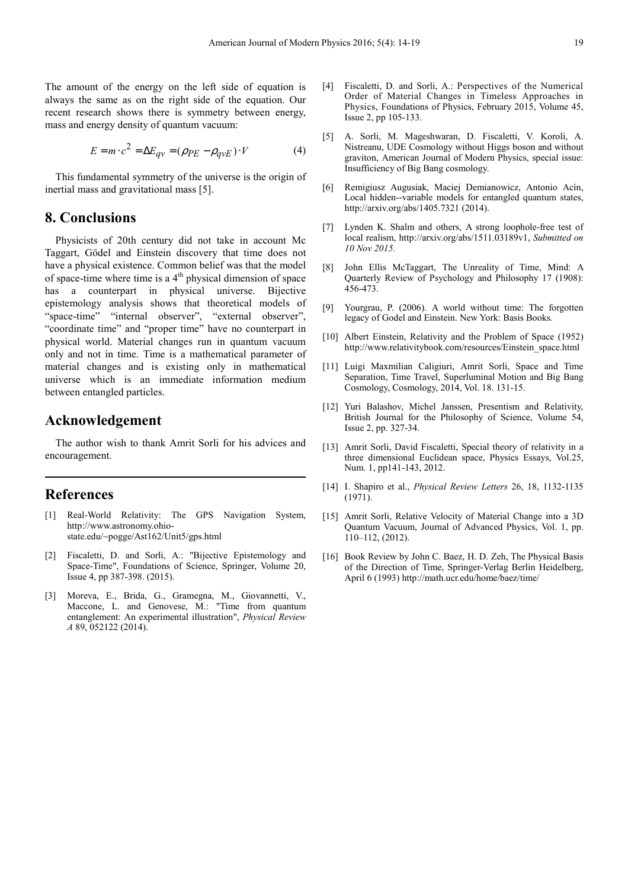The amount of the energy on the left side of equation is always the same as on the right side of the equation. Our recent research shows there is symmetry between energy, mass and energy density of quantum vacuum:

$$E = m \cdot c^2 = \Delta E_{qv} = (\rho_{PE} - \rho_{qvE}) \cdot V \quad (4)$$

This fundamental symmetry of the universe is the origin of inertial mass and gravitational mass [5].

## 8. Conclusions

Physicists of 20th century did not take in account Mc Taggart, Gödel and Einstein discovery that time does not have a physical existence. Common belief was that the model of space-time where time is a 4th physical dimension of space has a counterpart in physical universe. Bijective epistemology analysis shows that theoretical models of "space-time" "internal observer", "external observer", "coordinate time" and "proper time" have no counterpart in physical world. Material changes run in quantum vacuum only and not in time. Time is a mathematical parameter of material changes and is existing only in mathematical universe which is an immediate information medium between entangled particles.

## Acknowledgement

The author wish to thank Amrit Sorli for his advices and encouragement.

## References

[1] Real-World Relativity: The GPS Navigation System, http://www.astronomy.ohio-state.edu/~pogge/Ast162/Unit5/gps.html

[2] Fiscaletti, D. and Sorli, A.: "Bijective Epistemology and Space-Time", Foundations of Science, Springer, Volume 20, Issue 4, pp 387-398. (2015).

[3] Moreva, E., Brida, G., Gramegna, M., Giovannetti, V., Maccone, L. and Genovese, M.: "Time from quantum entanglement: An experimental illustration", *Physical Review A* 89, 052122 (2014).

[4] Fiscaletti, D. and Sorli, A.: Perspectives of the Numerical Order of Material Changes in Timeless Approaches in Physics, Foundations of Physics, February 2015, Volume 45, Issue 2, pp 105-133.

[5] A. Sorli, M. Mageshwaran, D. Fiscaletti, V. Koroli, A. Nistreanu, UDE Cosmology without Higgs boson and without graviton, American Journal of Modern Physics, special issue: Insufficiency of Big Bang cosmology.

[6] Remigiusz Augusiak, Maciej Demianowicz, Antonio Acín, Local hidden--variable models for entangled quantum states, http://arxiv.org/abs/1405.7321 (2014).

[7] Lynden K. Shalm and others, A strong loophole-free test of local realism, http://arxiv.org/abs/1511.03189v1, *Submitted on 10 Nov 2015.*

[8] John Ellis McTaggart, The Unreality of Time, Mind: A Quarterly Review of Psychology and Philosophy 17 (1908): 456-473.

[9] Yourgrau, P. (2006). A world without time: The forgotten legacy of Godel and Einstein. New York: Basis Books.

[10] Albert Einstein, Relativity and the Problem of Space (1952) http://www.relativitybook.com/resources/Einstein_space.html

[11] Luigi Maxmilian Caligiuri, Amrit Sorli, Space and Time Separation, Time Travel, Superluminal Motion and Big Bang Cosmology, Cosmology, 2014, Vol. 18. 131-15.

[12] Yuri Balashov, Michel Janssen, Presentism and Relativity, British Journal for the Philosophy of Science, Volume 54, Issue 2, pp. 327-34.

[13] Amrit Sorli, David Fiscaletti, Special theory of relativity in a three dimensional Euclidean space, Physics Essays, Vol.25, Num. 1, pp141-143, 2012.

[14] I. Shapiro et al., *Physical Review Letters* 26, 18, 1132-1135 (1971).

[15] Amrit Sorli, Relative Velocity of Material Change into a 3D Quantum Vacuum, Journal of Advanced Physics, Vol. 1, pp. 110–112, (2012).

[16] Book Review by John C. Baez, H. D. Zeh, The Physical Basis of the Direction of Time, Springer-Verlag Berlin Heidelberg, April 6 (1993) http://math.ucr.edu/home/baez/time/